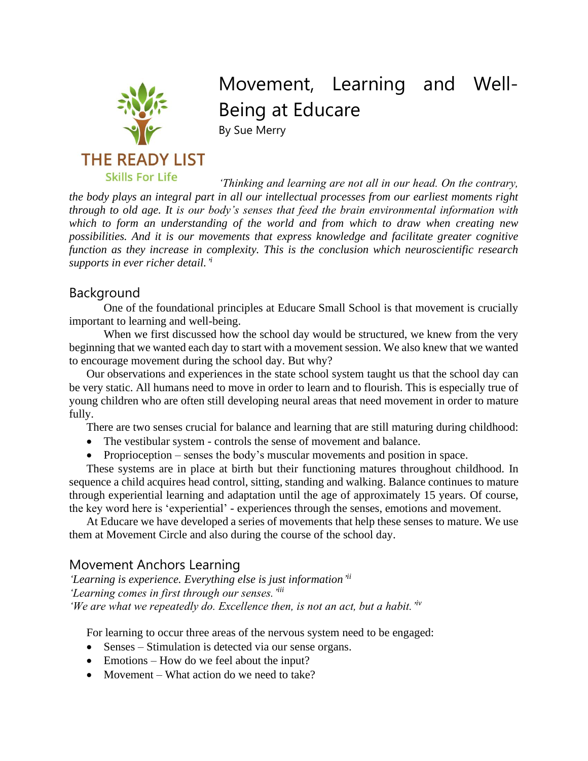THE READY LIST

Skills For Life

# Movement, Learning and Well-Being at Educare

By Sue Merry

*'Thinking and learning are not all in our head. On the contrary, the body plays an integral part in all our intellectual processes from our earliest moments right through to old age. It is our body's senses that feed the brain environmental information with which to form an understanding of the world and from which to draw when creating new possibilities. And it is our movements that express knowledge and facilitate greater cognitive function as they increase in complexity. This is the conclusion which neuroscientific research supports in ever richer detail.'*[i]

## Background

One of the foundational principles at Educare Small School is that movement is crucially important to learning and well-being.

When we first discussed how the school day would be structured, we knew from the very beginning that we wanted each day to start with a movement session. We also knew that we wanted to encourage movement during the school day. But why?

Our observations and experiences in the state school system taught us that the school day can be very static. All humans need to move in order to learn and to flourish. This is especially true of young children who are often still developing neural areas that need movement in order to mature fully.

There are two senses crucial for balance and learning that are still maturing during childhood:

- The vestibular system - controls the sense of movement and balance.
- Proprioception – senses the body's muscular movements and position in space.

These systems are in place at birth but their functioning matures throughout childhood. In sequence a child acquires head control, sitting, standing and walking. Balance continues to mature through experiential learning and adaptation until the age of approximately 15 years. Of course, the key word here is 'experiential' - experiences through the senses, emotions and movement.

At Educare we have developed a series of movements that help these senses to mature. We use them at Movement Circle and also during the course of the school day.

## Movement Anchors Learning

*'Learning is experience. Everything else is just information'*[ii]
*'Learning comes in first through our senses.'*[iii]
*'We are what we repeatedly do. Excellence then, is not an act, but a habit.'*[iv]

For learning to occur three areas of the nervous system need to be engaged:

- Senses – Stimulation is detected via our sense organs.
- Emotions – How do we feel about the input?
- Movement – What action do we need to take?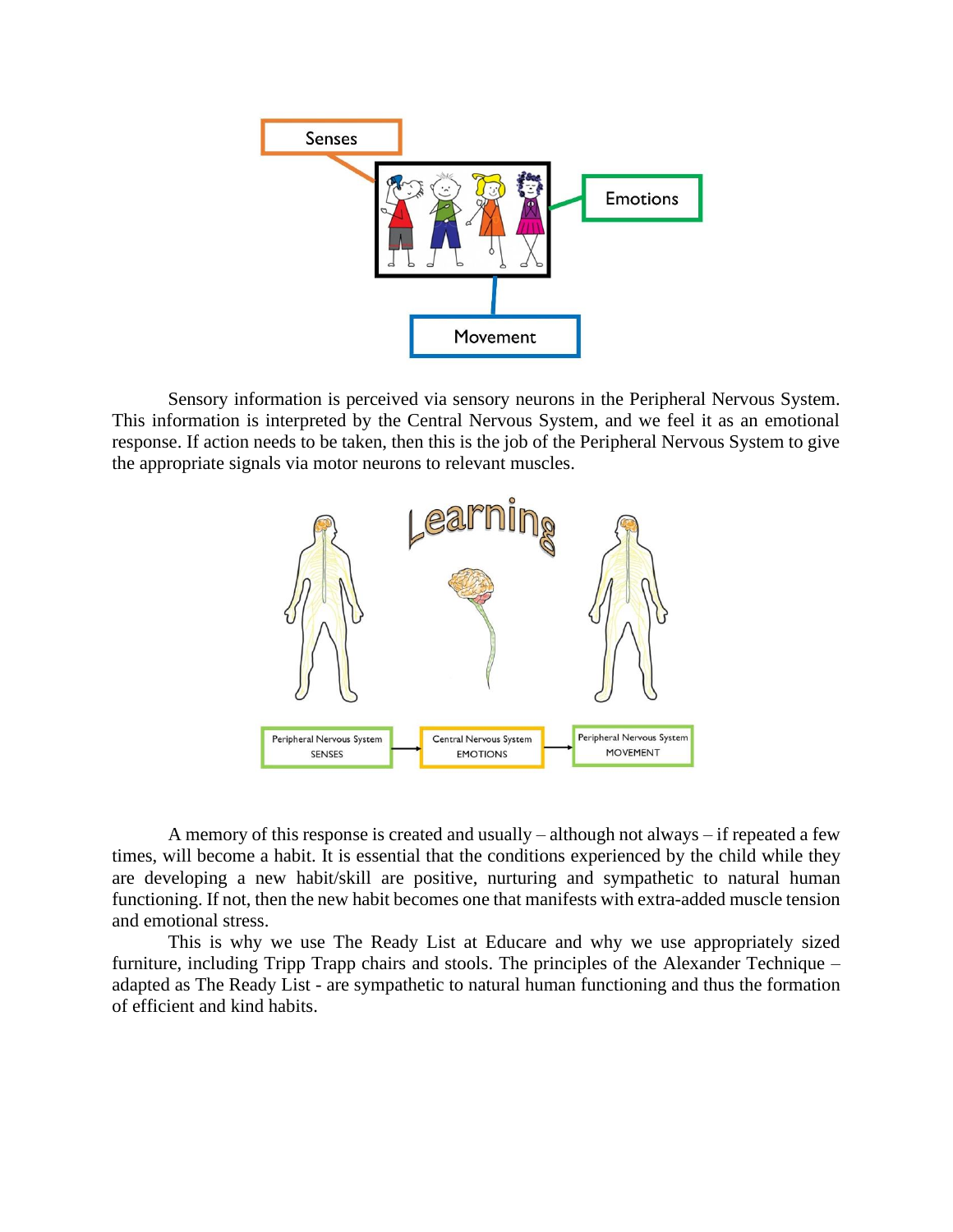Sensory information is perceived via sensory neurons in the Peripheral Nervous System. This information is interpreted by the Central Nervous System, and we feel it as an emotional response. If action needs to be taken, then this is the job of the Peripheral Nervous System to give the appropriate signals via motor neurons to relevant muscles.

A memory of this response is created and usually – although not always – if repeated a few times, will become a habit. It is essential that the conditions experienced by the child while they are developing a new habit/skill are positive, nurturing and sympathetic to natural human functioning. If not, then the new habit becomes one that manifests with extra-added muscle tension and emotional stress.

This is why we use The Ready List at Educare and why we use appropriately sized furniture, including Tripp Trapp chairs and stools. The principles of the Alexander Technique – adapted as The Ready List - are sympathetic to natural human functioning and thus the formation of efficient and kind habits.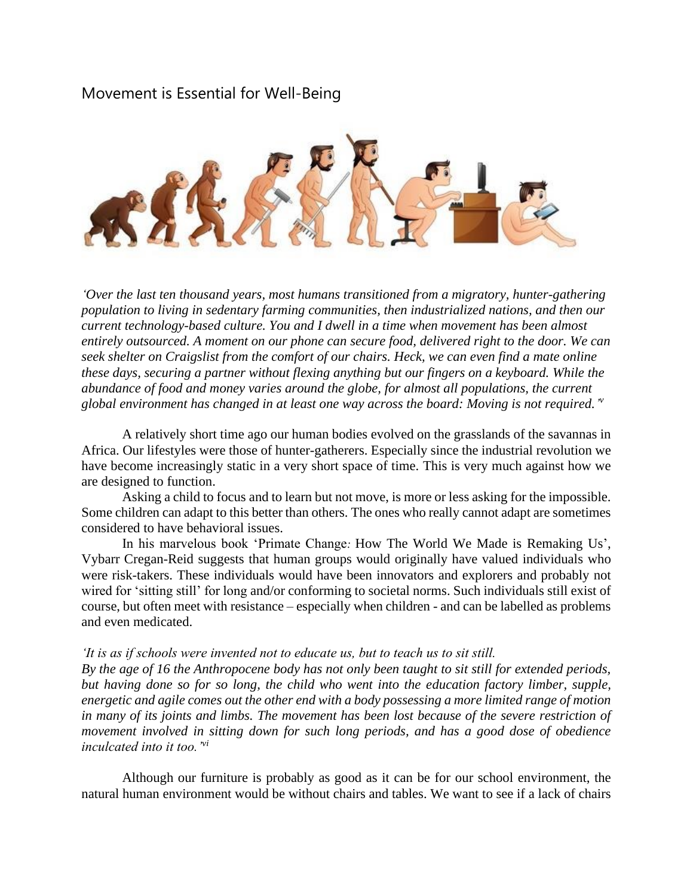## Movement is Essential for Well-Being

*'Over the last ten thousand years, most humans transitioned from a migratory, hunter-gathering population to living in sedentary farming communities, then industrialized nations, and then our current technology-based culture. You and I dwell in a time when movement has been almost entirely outsourced. A moment on our phone can secure food, delivered right to the door. We can seek shelter on Craigslist from the comfort of our chairs. Heck, we can even find a mate online these days, securing a partner without flexing anything but our fingers on a keyboard. While the abundance of food and money varies around the globe, for almost all populations, the current global environment has changed in at least one way across the board: Moving is not required.'*[v]

A relatively short time ago our human bodies evolved on the grasslands of the savannas in Africa. Our lifestyles were those of hunter-gatherers. Especially since the industrial revolution we have become increasingly static in a very short space of time. This is very much against how we are designed to function.

Asking a child to focus and to learn but not move, is more or less asking for the impossible. Some children can adapt to this better than others. The ones who really cannot adapt are sometimes considered to have behavioral issues.

In his marvelous book 'Primate Change: How The World We Made is Remaking Us', Vybarr Cregan-Reid suggests that human groups would originally have valued individuals who were risk-takers. These individuals would have been innovators and explorers and probably not wired for 'sitting still' for long and/or conforming to societal norms. Such individuals still exist of course, but often meet with resistance – especially when children - and can be labelled as problems and even medicated.

*'It is as if schools were invented not to educate us, but to teach us to sit still.*
*By the age of 16 the Anthropocene body has not only been taught to sit still for extended periods, but having done so for so long, the child who went into the education factory limber, supple, energetic and agile comes out the other end with a body possessing a more limited range of motion in many of its joints and limbs. The movement has been lost because of the severe restriction of movement involved in sitting down for such long periods, and has a good dose of obedience inculcated into it too.'*[vi]

Although our furniture is probably as good as it can be for our school environment, the natural human environment would be without chairs and tables. We want to see if a lack of chairs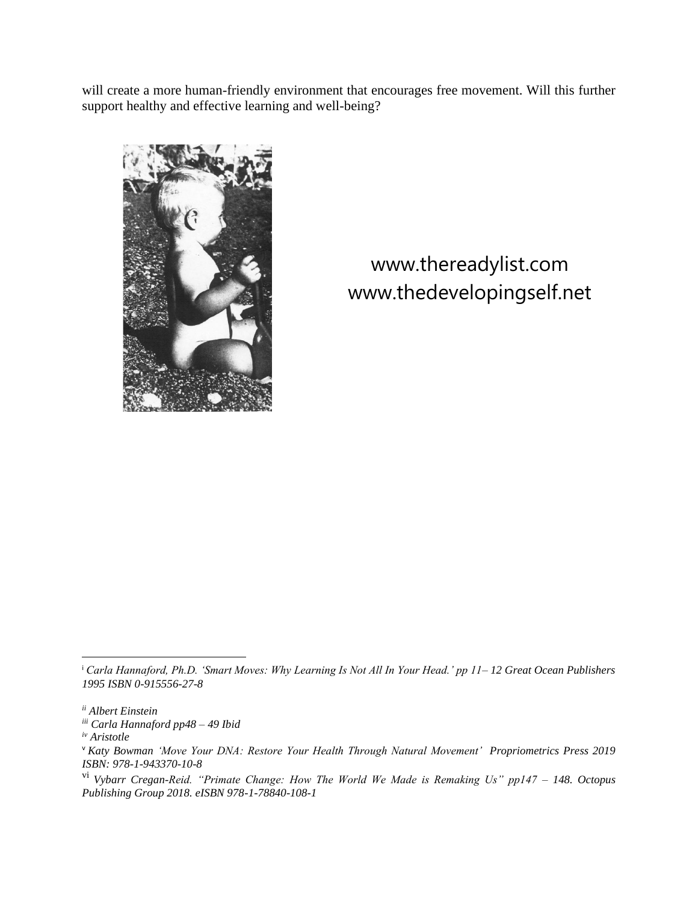will create a more human-friendly environment that encourages free movement. Will this further support healthy and effective learning and well-being?

www.thereadylist.com
www.thedevelopingself.net

---

[i] *Carla Hannaford, Ph.D. 'Smart Moves: Why Learning Is Not All In Your Head.' pp 11– 12 Great Ocean Publishers 1995 ISBN 0-915556-27-8*

[ii] *Albert Einstein*

[iii] *Carla Hannaford pp48 – 49 Ibid*

[iv] *Aristotle*

[v] *Katy Bowman 'Move Your DNA: Restore Your Health Through Natural Movement' Propriometrics Press 2019 ISBN: 978-1-943370-10-8*

[vi] *Vybarr Cregan-Reid. "Primate Change: How The World We Made is Remaking Us" pp147 – 148. Octopus Publishing Group 2018. eISBN 978-1-78840-108-1*